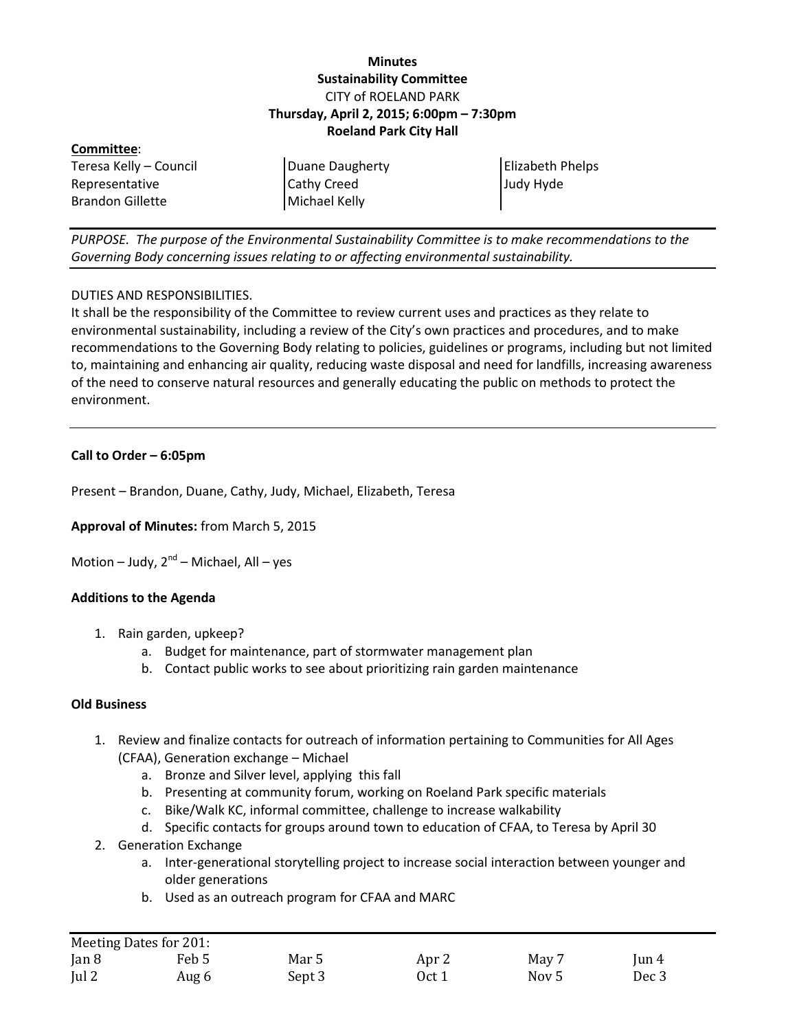**Minutes**
**Sustainability Committee**
CITY of ROELAND PARK
**Thursday, April 2, 2015; 6:00pm – 7:30pm**
**Roeland Park City Hall**

**Committee**:

| | | |
|---|---|---|
| Teresa Kelly – Council Representative | Duane Daugherty | Elizabeth Phelps |
| Brandon Gillette | Cathy Creed | Judy Hyde |
| | Michael Kelly | |

---

*PURPOSE. The purpose of the Environmental Sustainability Committee is to make recommendations to the Governing Body concerning issues relating to or affecting environmental sustainability.*

---

DUTIES AND RESPONSIBILITIES.
It shall be the responsibility of the Committee to review current uses and practices as they relate to environmental sustainability, including a review of the City's own practices and procedures, and to make recommendations to the Governing Body relating to policies, guidelines or programs, including but not limited to, maintaining and enhancing air quality, reducing waste disposal and need for landfills, increasing awareness of the need to conserve natural resources and generally educating the public on methods to protect the environment.

---

**Call to Order – 6:05pm**

Present – Brandon, Duane, Cathy, Judy, Michael, Elizabeth, Teresa

**Approval of Minutes:** from March 5, 2015

Motion – Judy, 2nd – Michael, All – yes

**Additions to the Agenda**

1. Rain garden, upkeep?
   a. Budget for maintenance, part of stormwater management plan
   b. Contact public works to see about prioritizing rain garden maintenance

**Old Business**

1. Review and finalize contacts for outreach of information pertaining to Communities for All Ages (CFAA), Generation exchange – Michael
   a. Bronze and Silver level, applying this fall
   b. Presenting at community forum, working on Roeland Park specific materials
   c. Bike/Walk KC, informal committee, challenge to increase walkability
   d. Specific contacts for groups around town to education of CFAA, to Teresa by April 30
2. Generation Exchange
   a. Inter-generational storytelling project to increase social interaction between younger and older generations
   b. Used as an outreach program for CFAA and MARC

| Meeting Dates for 201: | | | | | |
|---|---|---|---|---|---|
| Jan 8 | Feb 5 | Mar 5 | Apr 2 | May 7 | Jun 4 |
| Jul 2 | Aug 6 | Sept 3 | Oct 1 | Nov 5 | Dec 3 |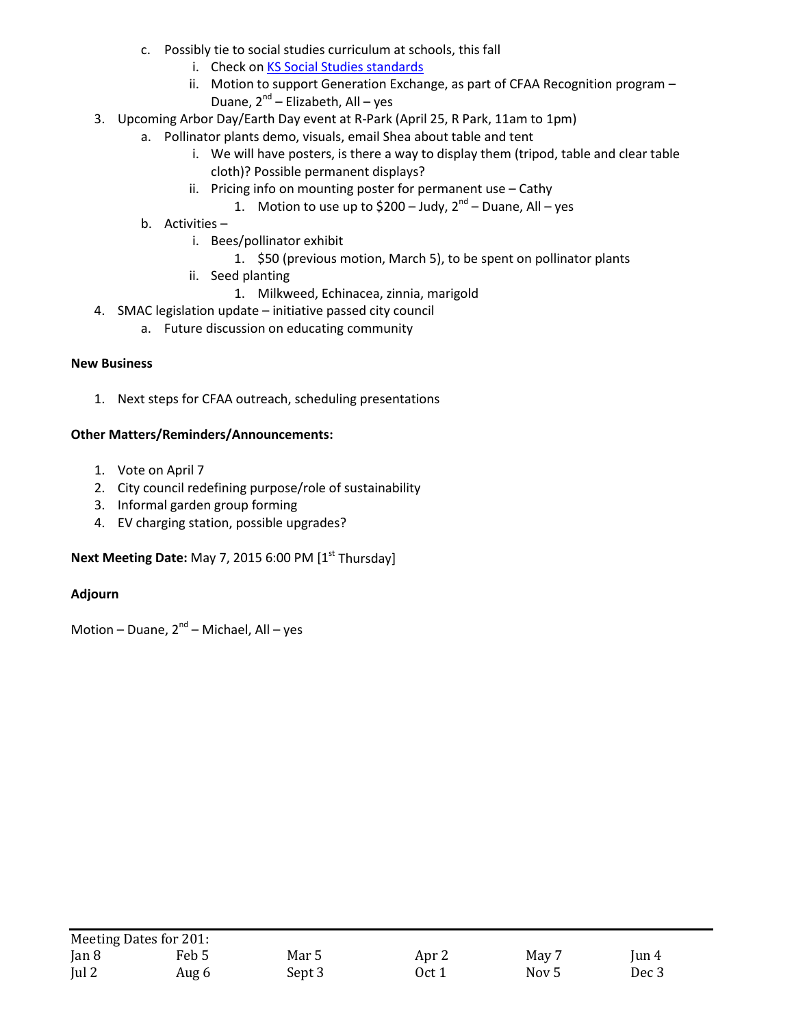c. Possibly tie to social studies curriculum at schools, this fall
   i. Check on KS Social Studies standards
   ii. Motion to support Generation Exchange, as part of CFAA Recognition program – Duane, 2nd – Elizabeth, All – yes

3. Upcoming Arbor Day/Earth Day event at R-Park (April 25, R Park, 11am to 1pm)
   a. Pollinator plants demo, visuals, email Shea about table and tent
      i. We will have posters, is there a way to display them (tripod, table and clear table cloth)? Possible permanent displays?
      ii. Pricing info on mounting poster for permanent use – Cathy
         1. Motion to use up to $200 – Judy, 2nd – Duane, All – yes
   b. Activities –
      i. Bees/pollinator exhibit
         1. $50 (previous motion, March 5), to be spent on pollinator plants
      ii. Seed planting
         1. Milkweed, Echinacea, zinnia, marigold
4. SMAC legislation update – initiative passed city council
   a. Future discussion on educating community

**New Business**

1. Next steps for CFAA outreach, scheduling presentations

**Other Matters/Reminders/Announcements:**

1. Vote on April 7
2. City council redefining purpose/role of sustainability
3. Informal garden group forming
4. EV charging station, possible upgrades?

**Next Meeting Date:** May 7, 2015 6:00 PM [1st Thursday]

**Adjourn**

Motion – Duane, 2nd – Michael, All – yes

| Meeting Dates for 201: | | | | | |
|---|---|---|---|---|---|
| Jan 8 | Feb 5 | Mar 5 | Apr 2 | May 7 | Jun 4 |
| Jul 2 | Aug 6 | Sept 3 | Oct 1 | Nov 5 | Dec 3 |